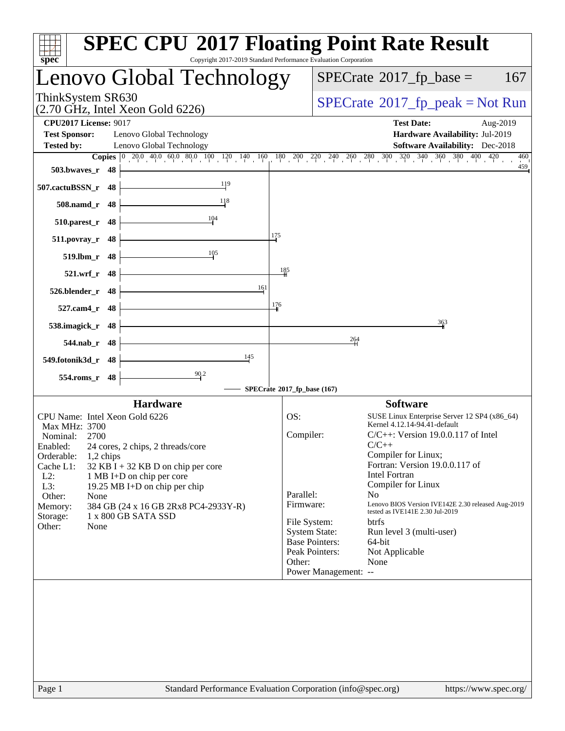# SPEC CPU 2017 Floating Point Rate Result

Copyright 2017-2019 Standard Performance Evaluation Corporation

## Lenovo Global Technology

ThinkSystem SR630
(2.70 GHz, Intel Xeon Gold 6226)

SPECrate 2017_fp_base = 167

SPECrate 2017_fp_peak = Not Run

**CPU2017 License:** 9017
**Test Sponsor:** Lenovo Global Technology
**Tested by:** Lenovo Global Technology

**Test Date:** Aug-2019
**Hardware Availability:** Jul-2019
**Software Availability:** Dec-2018

| Benchmark | Copies | Base Ratio |
|---|---|---|
| 503.bwaves_r | 48 | 459 |
| 507.cactuBSSN_r | 48 | 119 |
| 508.namd_r | 48 | 118 |
| 510.parest_r | 48 | 104 |
| 511.povray_r | 48 | 175 |
| 519.lbm_r | 48 | 105 |
| 521.wrf_r | 48 | 185 |
| 526.blender_r | 48 | 161 |
| 527.cam4_r | 48 | 176 |
| 538.imagick_r | 48 | 363 |
| 544.nab_r | 48 | 264 |
| 549.fotonik3d_r | 48 | 145 |
| 554.roms_r | 48 | 90.2 |

SPECrate 2017_fp_base (167)

### Hardware

| | |
|---|---|
| CPU Name: | Intel Xeon Gold 6226 |
| Max MHz: | 3700 |
| Nominal: | 2700 |
| Enabled: | 24 cores, 2 chips, 2 threads/core |
| Orderable: | 1,2 chips |
| Cache L1: | 32 KB I + 32 KB D on chip per core |
| L2: | 1 MB I+D on chip per core |
| L3: | 19.25 MB I+D on chip per chip |
| Other: | None |
| Memory: | 384 GB (24 x 16 GB 2Rx8 PC4-2933Y-R) |
| Storage: | 1 x 800 GB SATA SSD |
| Other: | None |

### Software

| | |
|---|---|
| OS: | SUSE Linux Enterprise Server 12 SP4 (x86_64) Kernel 4.12.14-94.41-default |
| Compiler: | C/C++: Version 19.0.0.117 of Intel C/C++ Compiler for Linux; Fortran: Version 19.0.0.117 of Intel Fortran Compiler for Linux |
| Parallel: | No |
| Firmware: | Lenovo BIOS Version IVE142E 2.30 released Aug-2019 tested as IVE141E 2.30 Jul-2019 |
| File System: | btrfs |
| System State: | Run level 3 (multi-user) |
| Base Pointers: | 64-bit |
| Peak Pointers: | Not Applicable |
| Other: | None |
| Power Management: | -- |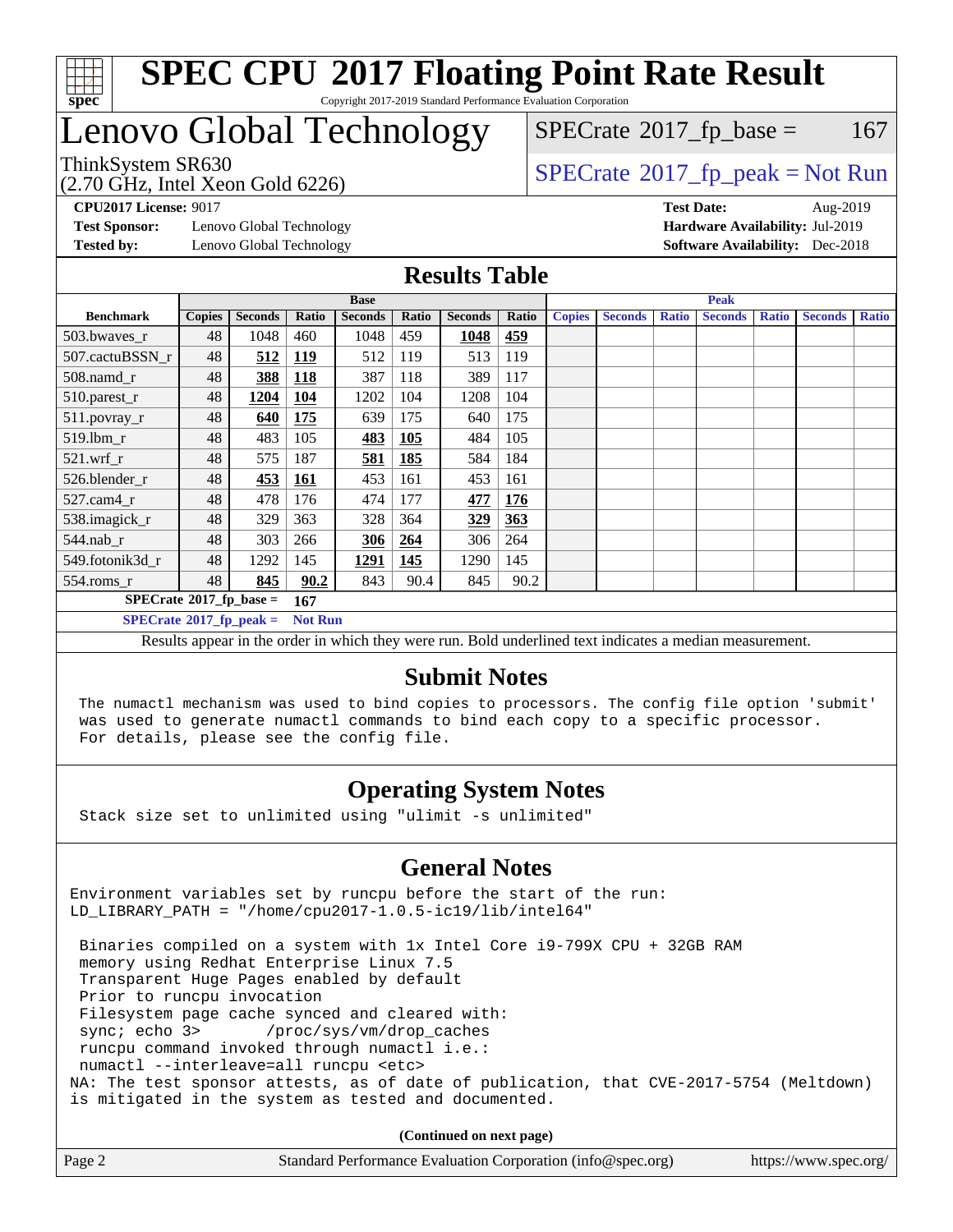# SPEC CPU 2017 Floating Point Rate Result

Copyright 2017-2019 Standard Performance Evaluation Corporation

# Lenovo Global Technology

ThinkSystem SR630
(2.70 GHz, Intel Xeon Gold 6226)

SPECrate 2017_fp_base = 167

SPECrate 2017_fp_peak = Not Run

**CPU2017 License:** 9017
**Test Sponsor:** Lenovo Global Technology
**Tested by:** Lenovo Global Technology

**Test Date:** Aug-2019
**Hardware Availability:** Jul-2019
**Software Availability:** Dec-2018

## Results Table

| | Base | | | | | | | Peak | | | | | | |
|---|---|---|---|---|---|---|---|---|---|---|---|---|---|---|
| **Benchmark** | **Copies** | **Seconds** | **Ratio** | **Seconds** | **Ratio** | **Seconds** | **Ratio** | **Copies** | **Seconds** | **Ratio** | **Seconds** | **Ratio** | **Seconds** | **Ratio** |
| 503.bwaves_r | 48 | 1048 | 460 | 1048 | 459 | **1048** | **459** | | | | | | | |
| 507.cactuBSSN_r | 48 | **512** | **119** | 512 | 119 | 513 | 119 | | | | | | | |
| 508.namd_r | 48 | **388** | **118** | 387 | 118 | 389 | 117 | | | | | | | |
| 510.parest_r | 48 | **1204** | **104** | 1202 | 104 | 1208 | 104 | | | | | | | |
| 511.povray_r | 48 | **640** | **175** | 639 | 175 | 640 | 175 | | | | | | | |
| 519.lbm_r | 48 | 483 | 105 | **483** | **105** | 484 | 105 | | | | | | | |
| 521.wrf_r | 48 | 575 | 187 | **581** | **185** | 584 | 184 | | | | | | | |
| 526.blender_r | 48 | **453** | **161** | 453 | 161 | 453 | 161 | | | | | | | |
| 527.cam4_r | 48 | 478 | 176 | 474 | 177 | **477** | **176** | | | | | | | |
| 538.imagick_r | 48 | 329 | 363 | 328 | 364 | **329** | **363** | | | | | | | |
| 544.nab_r | 48 | 303 | 266 | **306** | **264** | 306 | 264 | | | | | | | |
| 549.fotonik3d_r | 48 | 1292 | 145 | **1291** | **145** | 1290 | 145 | | | | | | | |
| 554.roms_r | 48 | **845** | **90.2** | 843 | 90.4 | 845 | 90.2 | | | | | | | |

**SPECrate 2017_fp_base = 167**

**SPECrate 2017_fp_peak = Not Run**

Results appear in the order in which they were run. Bold underlined text indicates a median measurement.

## Submit Notes

```
The numactl mechanism was used to bind copies to processors. The config file option 'submit'
was used to generate numactl commands to bind each copy to a specific processor.
For details, please see the config file.
```

## Operating System Notes

```
Stack size set to unlimited using "ulimit -s unlimited"
```

## General Notes

```
Environment variables set by runcpu before the start of the run:
LD_LIBRARY_PATH = "/home/cpu2017-1.0.5-ic19/lib/intel64"

 Binaries compiled on a system with 1x Intel Core i9-799X CPU + 32GB RAM
 memory using Redhat Enterprise Linux 7.5
 Transparent Huge Pages enabled by default
 Prior to runcpu invocation
 Filesystem page cache synced and cleared with:
 sync; echo 3>       /proc/sys/vm/drop_caches
 runcpu command invoked through numactl i.e.:
 numactl --interleave=all runcpu <etc>
NA: The test sponsor attests, as of date of publication, that CVE-2017-5754 (Meltdown)
is mitigated in the system as tested and documented.
```

**(Continued on next page)**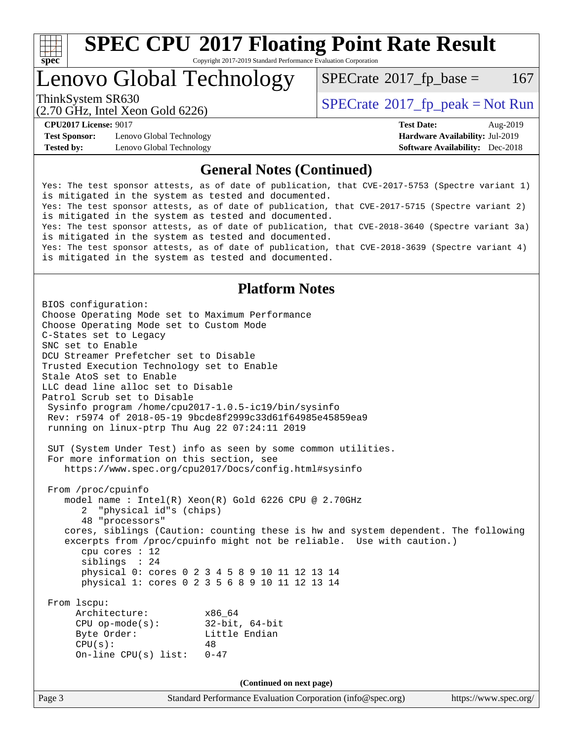# SPEC CPU 2017 Floating Point Rate Result

Copyright 2017-2019 Standard Performance Evaluation Corporation

# Lenovo Global Technology

ThinkSystem SR630
(2.70 GHz, Intel Xeon Gold 6226)

SPECrate 2017_fp_base = 167

SPECrate 2017_fp_peak = Not Run

**CPU2017 License:** 9017
**Test Sponsor:** Lenovo Global Technology
**Tested by:** Lenovo Global Technology

**Test Date:** Aug-2019
**Hardware Availability:** Jul-2019
**Software Availability:** Dec-2018

## General Notes (Continued)

```
Yes: The test sponsor attests, as of date of publication, that CVE-2017-5753 (Spectre variant 1)
is mitigated in the system as tested and documented.
Yes: The test sponsor attests, as of date of publication, that CVE-2017-5715 (Spectre variant 2)
is mitigated in the system as tested and documented.
Yes: The test sponsor attests, as of date of publication, that CVE-2018-3640 (Spectre variant 3a)
is mitigated in the system as tested and documented.
Yes: The test sponsor attests, as of date of publication, that CVE-2018-3639 (Spectre variant 4)
is mitigated in the system as tested and documented.
```

## Platform Notes

```
BIOS configuration:
Choose Operating Mode set to Maximum Performance
Choose Operating Mode set to Custom Mode
C-States set to Legacy
SNC set to Enable
DCU Streamer Prefetcher set to Disable
Trusted Execution Technology set to Enable
Stale AtoS set to Enable
LLC dead line alloc set to Disable
Patrol Scrub set to Disable
 Sysinfo program /home/cpu2017-1.0.5-ic19/bin/sysinfo
 Rev: r5974 of 2018-05-19 9bcde8f2999c33d61f64985e45859ea9
 running on linux-ptrp Thu Aug 22 07:24:11 2019

 SUT (System Under Test) info as seen by some common utilities.
 For more information on this section, see
    https://www.spec.org/cpu2017/Docs/config.html#sysinfo

 From /proc/cpuinfo
    model name : Intel(R) Xeon(R) Gold 6226 CPU @ 2.70GHz
       2  "physical id"s (chips)
       48 "processors"
    cores, siblings (Caution: counting these is hw and system dependent. The following
    excerpts from /proc/cpuinfo might not be reliable.  Use with caution.)
       cpu cores : 12
       siblings  : 24
       physical 0: cores 0 2 3 4 5 8 9 10 11 12 13 14
       physical 1: cores 0 2 3 5 6 8 9 10 11 12 13 14

 From lscpu:
      Architecture:          x86_64
      CPU op-mode(s):        32-bit, 64-bit
      Byte Order:            Little Endian
      CPU(s):                48
      On-line CPU(s) list:   0-47
```

(Continued on next page)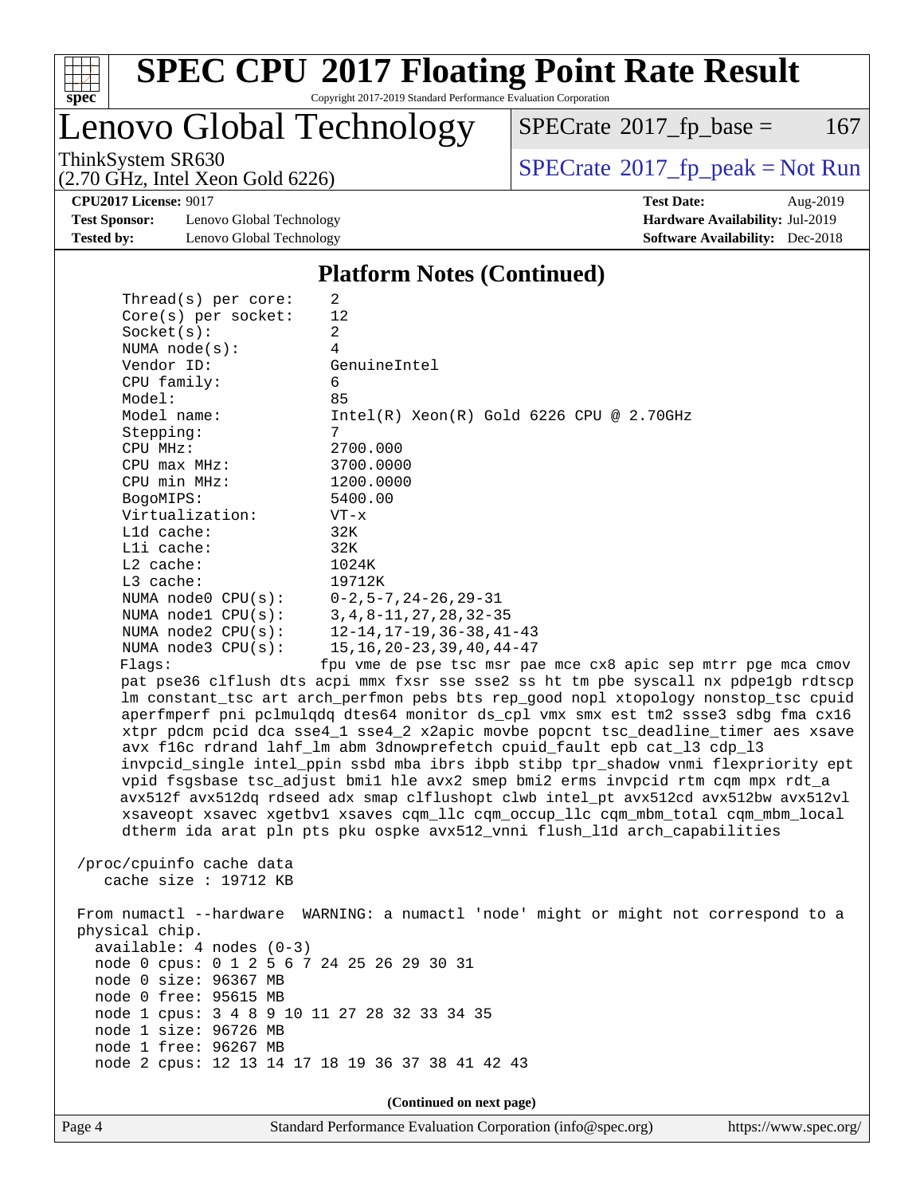## Platform Notes (Continued)

```
    Thread(s) per core:    2
    Core(s) per socket:    12
    Socket(s):             2
    NUMA node(s):          4
    Vendor ID:             GenuineIntel
    CPU family:            6
    Model:                 85
    Model name:            Intel(R) Xeon(R) Gold 6226 CPU @ 2.70GHz
    Stepping:              7
    CPU MHz:               2700.000
    CPU max MHz:           3700.0000
    CPU min MHz:           1200.0000
    BogoMIPS:              5400.00
    Virtualization:        VT-x
    L1d cache:             32K
    L1i cache:             32K
    L2 cache:              1024K
    L3 cache:              19712K
    NUMA node0 CPU(s):     0-2,5-7,24-26,29-31
    NUMA node1 CPU(s):     3,4,8-11,27,28,32-35
    NUMA node2 CPU(s):     12-14,17-19,36-38,41-43
    NUMA node3 CPU(s):     15,16,20-23,39,40,44-47
    Flags:                 fpu vme de pse tsc msr pae mce cx8 apic sep mtrr pge mca cmov
    pat pse36 clflush dts acpi mmx fxsr sse sse2 ss ht tm pbe syscall nx pdpe1gb rdtscp
    lm constant_tsc art arch_perfmon pebs bts rep_good nopl xtopology nonstop_tsc cpuid
    aperfmperf pni pclmulqdq dtes64 monitor ds_cpl vmx smx est tm2 ssse3 sdbg fma cx16
    xtpr pdcm pcid dca sse4_1 sse4_2 x2apic movbe popcnt tsc_deadline_timer aes xsave
    avx f16c rdrand lahf_lm abm 3dnowprefetch cpuid_fault epb cat_l3 cdp_l3
    invpcid_single intel_ppin ssbd mba ibrs ibpb stibp tpr_shadow vnmi flexpriority ept
    vpid fsgsbase tsc_adjust bmi1 hle avx2 smep bmi2 erms invpcid rtm cqm mpx rdt_a
    avx512f avx512dq rdseed adx smap clflushopt clwb intel_pt avx512cd avx512bw avx512vl
    xsaveopt xsavec xgetbv1 xsaves cqm_llc cqm_occup_llc cqm_mbm_total cqm_mbm_local
    dtherm ida arat pln pts pku ospke avx512_vnni flush_l1d arch_capabilities

/proc/cpuinfo cache data
   cache size : 19712 KB

From numactl --hardware  WARNING: a numactl 'node' might or might not correspond to a
physical chip.
  available: 4 nodes (0-3)
  node 0 cpus: 0 1 2 5 6 7 24 25 26 29 30 31
  node 0 size: 96367 MB
  node 0 free: 95615 MB
  node 1 cpus: 3 4 8 9 10 11 27 28 32 33 34 35
  node 1 size: 96726 MB
  node 1 free: 96267 MB
  node 2 cpus: 12 13 14 17 18 19 36 37 38 41 42 43
```

**(Continued on next page)**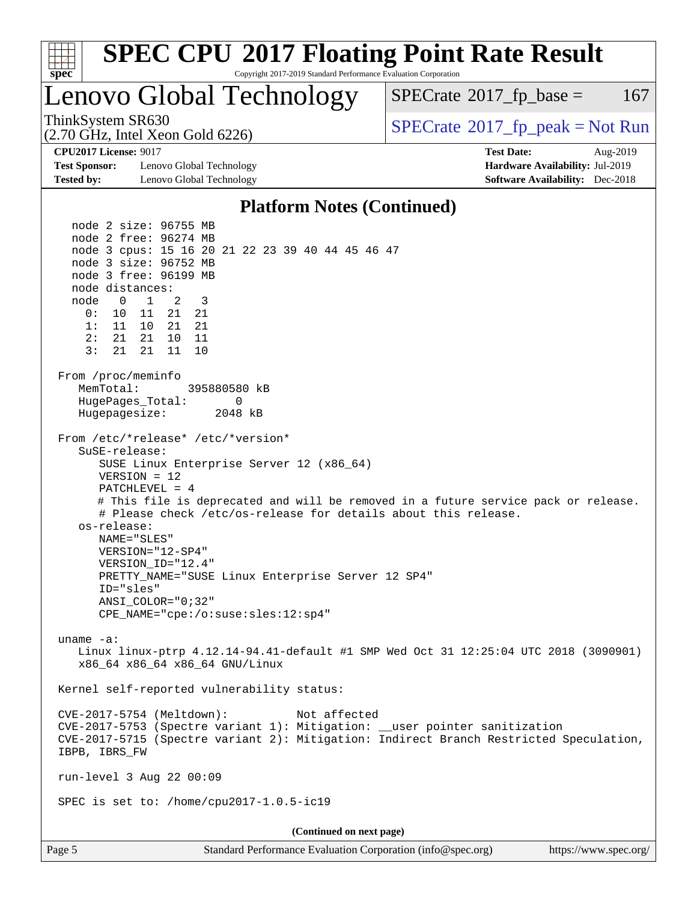# SPEC CPU 2017 Floating Point Rate Result

Copyright 2017-2019 Standard Performance Evaluation Corporation

## Lenovo Global Technology

ThinkSystem SR630
(2.70 GHz, Intel Xeon Gold 6226)

SPECrate 2017_fp_base = 167

SPECrate 2017_fp_peak = Not Run

**CPU2017 License:** 9017
**Test Sponsor:** Lenovo Global Technology
**Tested by:** Lenovo Global Technology

**Test Date:** Aug-2019
**Hardware Availability:** Jul-2019
**Software Availability:** Dec-2018

### Platform Notes (Continued)

```
   node 2 size: 96755 MB
   node 2 free: 96274 MB
   node 3 cpus: 15 16 20 21 22 23 39 40 44 45 46 47
   node 3 size: 96752 MB
   node 3 free: 96199 MB
   node distances:
   node   0   1   2   3
     0:  10  11  21  21
     1:  11  10  21  21
     2:  21  21  10  11
     3:  21  21  11  10

 From /proc/meminfo
    MemTotal:       395880580 kB
    HugePages_Total:       0
    Hugepagesize:       2048 kB

 From /etc/*release* /etc/*version*
    SuSE-release:
       SUSE Linux Enterprise Server 12 (x86_64)
       VERSION = 12
       PATCHLEVEL = 4
       # This file is deprecated and will be removed in a future service pack or release.
       # Please check /etc/os-release for details about this release.
    os-release:
       NAME="SLES"
       VERSION="12-SP4"
       VERSION_ID="12.4"
       PRETTY_NAME="SUSE Linux Enterprise Server 12 SP4"
       ID="sles"
       ANSI_COLOR="0;32"
       CPE_NAME="cpe:/o:suse:sles:12:sp4"

 uname -a:
    Linux linux-ptrp 4.12.14-94.41-default #1 SMP Wed Oct 31 12:25:04 UTC 2018 (3090901)
    x86_64 x86_64 x86_64 GNU/Linux

 Kernel self-reported vulnerability status:

 CVE-2017-5754 (Meltdown):          Not affected
 CVE-2017-5753 (Spectre variant 1): Mitigation: __user pointer sanitization
 CVE-2017-5715 (Spectre variant 2): Mitigation: Indirect Branch Restricted Speculation,
 IBPB, IBRS_FW

 run-level 3 Aug 22 00:09

 SPEC is set to: /home/cpu2017-1.0.5-ic19
```

(Continued on next page)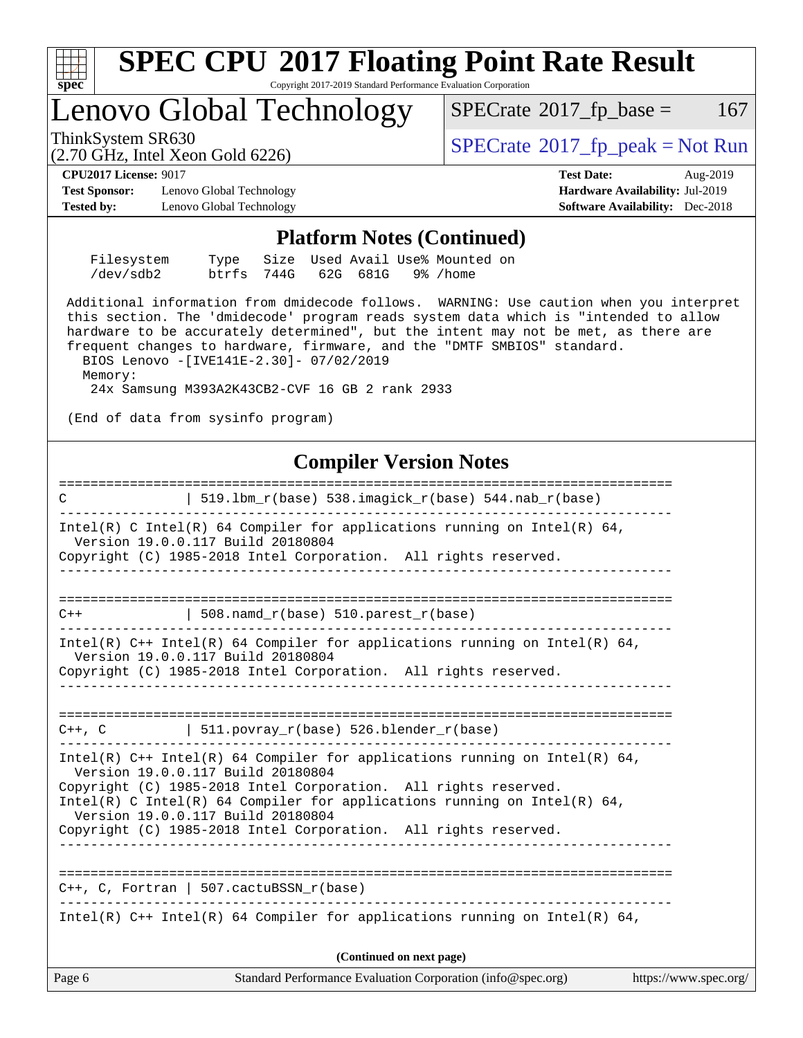# SPEC CPU 2017 Floating Point Rate Result

Copyright 2017-2019 Standard Performance Evaluation Corporation

## Lenovo Global Technology

ThinkSystem SR630
(2.70 GHz, Intel Xeon Gold 6226)

SPECrate 2017_fp_base = 167

SPECrate 2017_fp_peak = Not Run

**CPU2017 License:** 9017
**Test Sponsor:** Lenovo Global Technology
**Tested by:** Lenovo Global Technology

**Test Date:** Aug-2019
**Hardware Availability:** Jul-2019
**Software Availability:** Dec-2018

### Platform Notes (Continued)

```
   Filesystem     Type   Size  Used Avail Use% Mounted on
   /dev/sdb2      btrfs  744G   62G  681G   9% /home

 Additional information from dmidecode follows.  WARNING: Use caution when you interpret
 this section. The 'dmidecode' program reads system data which is "intended to allow
 hardware to be accurately determined", but the intent may not be met, as there are
 frequent changes to hardware, firmware, and the "DMTF SMBIOS" standard.
   BIOS Lenovo -[IVE141E-2.30]- 07/02/2019
   Memory:
    24x Samsung M393A2K43CB2-CVF 16 GB 2 rank 2933

 (End of data from sysinfo program)
```

### Compiler Version Notes

```
==============================================================================
C               | 519.lbm_r(base) 538.imagick_r(base) 544.nab_r(base)
------------------------------------------------------------------------------
Intel(R) C Intel(R) 64 Compiler for applications running on Intel(R) 64,
  Version 19.0.0.117 Build 20180804
Copyright (C) 1985-2018 Intel Corporation.  All rights reserved.
------------------------------------------------------------------------------

==============================================================================
C++             | 508.namd_r(base) 510.parest_r(base)
------------------------------------------------------------------------------
Intel(R) C++ Intel(R) 64 Compiler for applications running on Intel(R) 64,
  Version 19.0.0.117 Build 20180804
Copyright (C) 1985-2018 Intel Corporation.  All rights reserved.
------------------------------------------------------------------------------

==============================================================================
C++, C          | 511.povray_r(base) 526.blender_r(base)
------------------------------------------------------------------------------
Intel(R) C++ Intel(R) 64 Compiler for applications running on Intel(R) 64,
  Version 19.0.0.117 Build 20180804
Copyright (C) 1985-2018 Intel Corporation.  All rights reserved.
Intel(R) C Intel(R) 64 Compiler for applications running on Intel(R) 64,
  Version 19.0.0.117 Build 20180804
Copyright (C) 1985-2018 Intel Corporation.  All rights reserved.
------------------------------------------------------------------------------

==============================================================================
C++, C, Fortran | 507.cactuBSSN_r(base)
------------------------------------------------------------------------------
Intel(R) C++ Intel(R) 64 Compiler for applications running on Intel(R) 64,
```

**(Continued on next page)**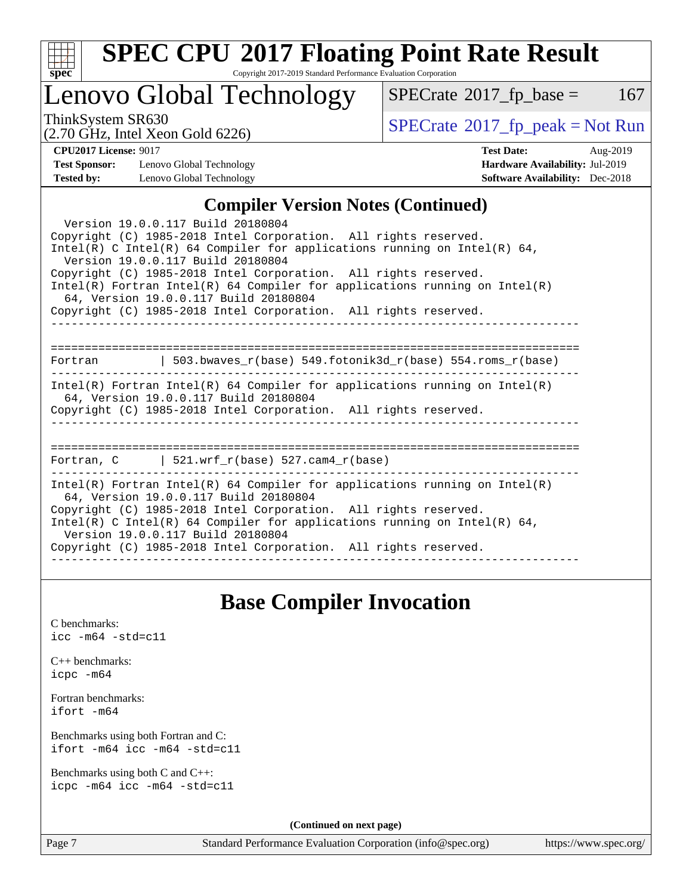## Compiler Version Notes (Continued)

```
  Version 19.0.0.117 Build 20180804
Copyright (C) 1985-2018 Intel Corporation.  All rights reserved.
Intel(R) C Intel(R) 64 Compiler for applications running on Intel(R) 64,
  Version 19.0.0.117 Build 20180804
Copyright (C) 1985-2018 Intel Corporation.  All rights reserved.
Intel(R) Fortran Intel(R) 64 Compiler for applications running on Intel(R)
  64, Version 19.0.0.117 Build 20180804
Copyright (C) 1985-2018 Intel Corporation.  All rights reserved.
------------------------------------------------------------------------------

==============================================================================
Fortran         | 503.bwaves_r(base) 549.fotonik3d_r(base) 554.roms_r(base)
------------------------------------------------------------------------------
Intel(R) Fortran Intel(R) 64 Compiler for applications running on Intel(R)
  64, Version 19.0.0.117 Build 20180804
Copyright (C) 1985-2018 Intel Corporation.  All rights reserved.
------------------------------------------------------------------------------

==============================================================================
Fortran, C      | 521.wrf_r(base) 527.cam4_r(base)
------------------------------------------------------------------------------
Intel(R) Fortran Intel(R) 64 Compiler for applications running on Intel(R)
  64, Version 19.0.0.117 Build 20180804
Copyright (C) 1985-2018 Intel Corporation.  All rights reserved.
Intel(R) C Intel(R) 64 Compiler for applications running on Intel(R) 64,
  Version 19.0.0.117 Build 20180804
Copyright (C) 1985-2018 Intel Corporation.  All rights reserved.
------------------------------------------------------------------------------
```

## Base Compiler Invocation

C benchmarks:
`icc -m64 -std=c11`

C++ benchmarks:
`icpc -m64`

Fortran benchmarks:
`ifort -m64`

Benchmarks using both Fortran and C:
`ifort -m64 icc -m64 -std=c11`

Benchmarks using both C and C++:
`icpc -m64 icc -m64 -std=c11`

**(Continued on next page)**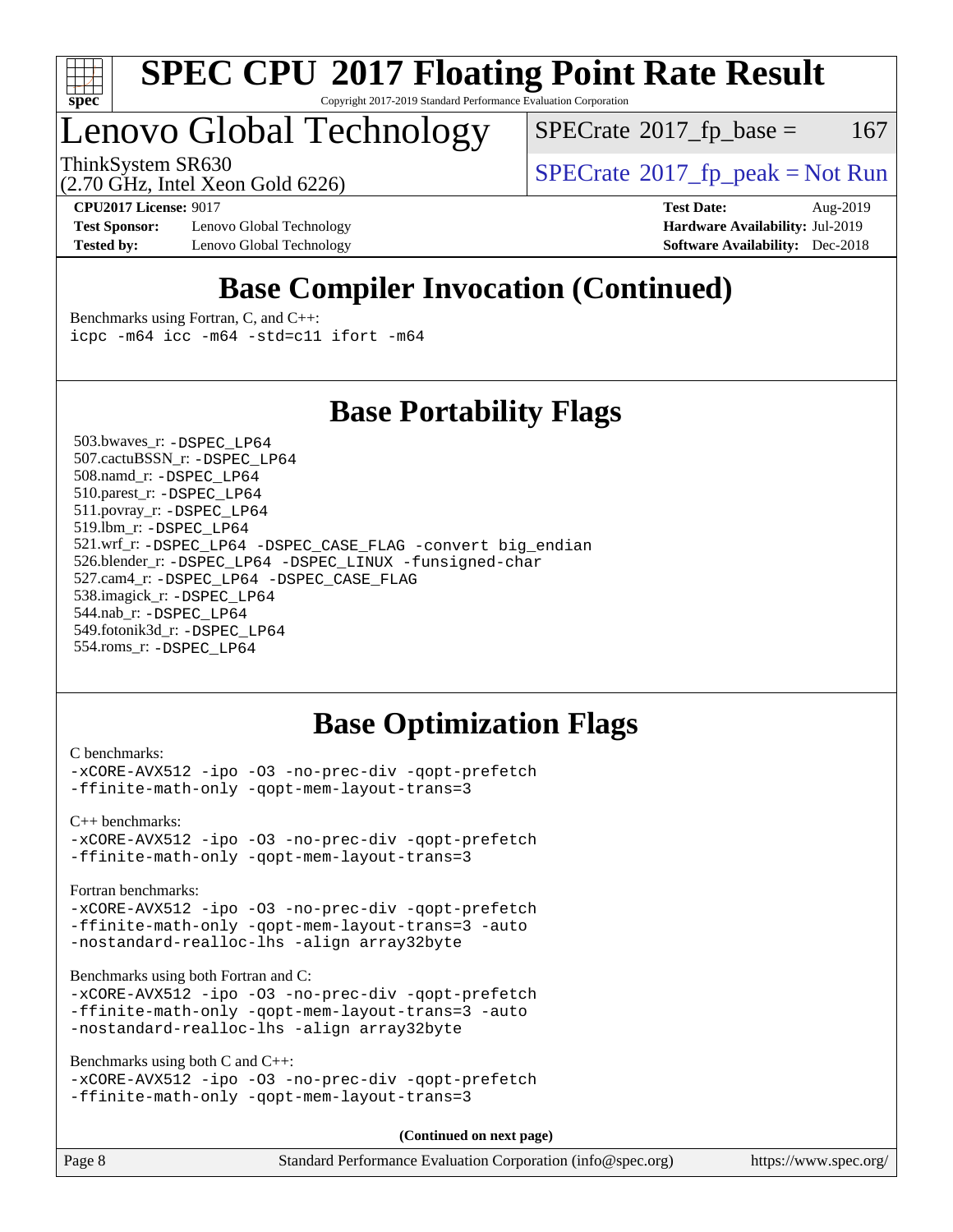# SPEC CPU 2017 Floating Point Rate Result

Copyright 2017-2019 Standard Performance Evaluation Corporation

# Lenovo Global Technology

ThinkSystem SR630
(2.70 GHz, Intel Xeon Gold 6226)

SPECrate 2017_fp_base = 167

SPECrate 2017_fp_peak = Not Run

**CPU2017 License:** 9017
**Test Sponsor:** Lenovo Global Technology
**Tested by:** Lenovo Global Technology

**Test Date:** Aug-2019
**Hardware Availability:** Jul-2019
**Software Availability:** Dec-2018

## Base Compiler Invocation (Continued)

Benchmarks using Fortran, C, and C++:

```
icpc -m64 icc -m64 -std=c11 ifort -m64
```

## Base Portability Flags

503.bwaves_r: -DSPEC_LP64
507.cactuBSSN_r: -DSPEC_LP64
508.namd_r: -DSPEC_LP64
510.parest_r: -DSPEC_LP64
511.povray_r: -DSPEC_LP64
519.lbm_r: -DSPEC_LP64
521.wrf_r: -DSPEC_LP64 -DSPEC_CASE_FLAG -convert big_endian
526.blender_r: -DSPEC_LP64 -DSPEC_LINUX -funsigned-char
527.cam4_r: -DSPEC_LP64 -DSPEC_CASE_FLAG
538.imagick_r: -DSPEC_LP64
544.nab_r: -DSPEC_LP64
549.fotonik3d_r: -DSPEC_LP64
554.roms_r: -DSPEC_LP64

## Base Optimization Flags

C benchmarks:

```
-xCORE-AVX512 -ipo -O3 -no-prec-div -qopt-prefetch
-ffinite-math-only -qopt-mem-layout-trans=3
```

C++ benchmarks:

```
-xCORE-AVX512 -ipo -O3 -no-prec-div -qopt-prefetch
-ffinite-math-only -qopt-mem-layout-trans=3
```

Fortran benchmarks:

```
-xCORE-AVX512 -ipo -O3 -no-prec-div -qopt-prefetch
-ffinite-math-only -qopt-mem-layout-trans=3 -auto
-nostandard-realloc-lhs -align array32byte
```

Benchmarks using both Fortran and C:

```
-xCORE-AVX512 -ipo -O3 -no-prec-div -qopt-prefetch
-ffinite-math-only -qopt-mem-layout-trans=3 -auto
-nostandard-realloc-lhs -align array32byte
```

Benchmarks using both C and C++:

```
-xCORE-AVX512 -ipo -O3 -no-prec-div -qopt-prefetch
-ffinite-math-only -qopt-mem-layout-trans=3
```

**(Continued on next page)**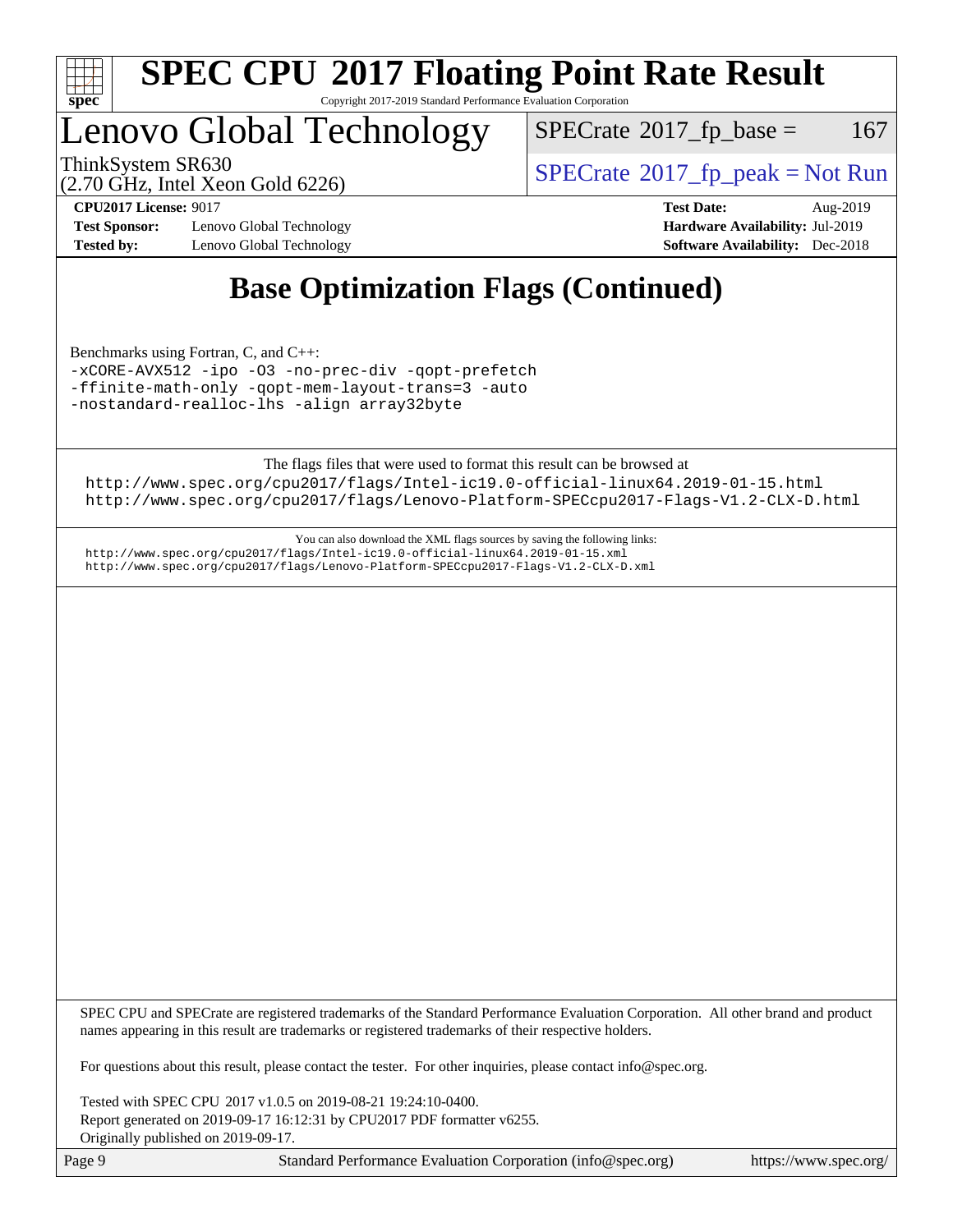## Base Optimization Flags (Continued)

Benchmarks using Fortran, C, and C++:
```
-xCORE-AVX512 -ipo -O3 -no-prec-div -qopt-prefetch
-ffinite-math-only -qopt-mem-layout-trans=3 -auto
-nostandard-realloc-lhs -align array32byte
```

The flags files that were used to format this result can be browsed at
http://www.spec.org/cpu2017/flags/Intel-ic19.0-official-linux64.2019-01-15.html
http://www.spec.org/cpu2017/flags/Lenovo-Platform-SPECcpu2017-Flags-V1.2-CLX-D.html

You can also download the XML flags sources by saving the following links:
http://www.spec.org/cpu2017/flags/Intel-ic19.0-official-linux64.2019-01-15.xml
http://www.spec.org/cpu2017/flags/Lenovo-Platform-SPECcpu2017-Flags-V1.2-CLX-D.xml

SPEC CPU and SPECrate are registered trademarks of the Standard Performance Evaluation Corporation. All other brand and product names appearing in this result are trademarks or registered trademarks of their respective holders.

For questions about this result, please contact the tester. For other inquiries, please contact info@spec.org.

Tested with SPEC CPU 2017 v1.0.5 on 2019-08-21 19:24:10-0400.
Report generated on 2019-09-17 16:12:31 by CPU2017 PDF formatter v6255.
Originally published on 2019-09-17.